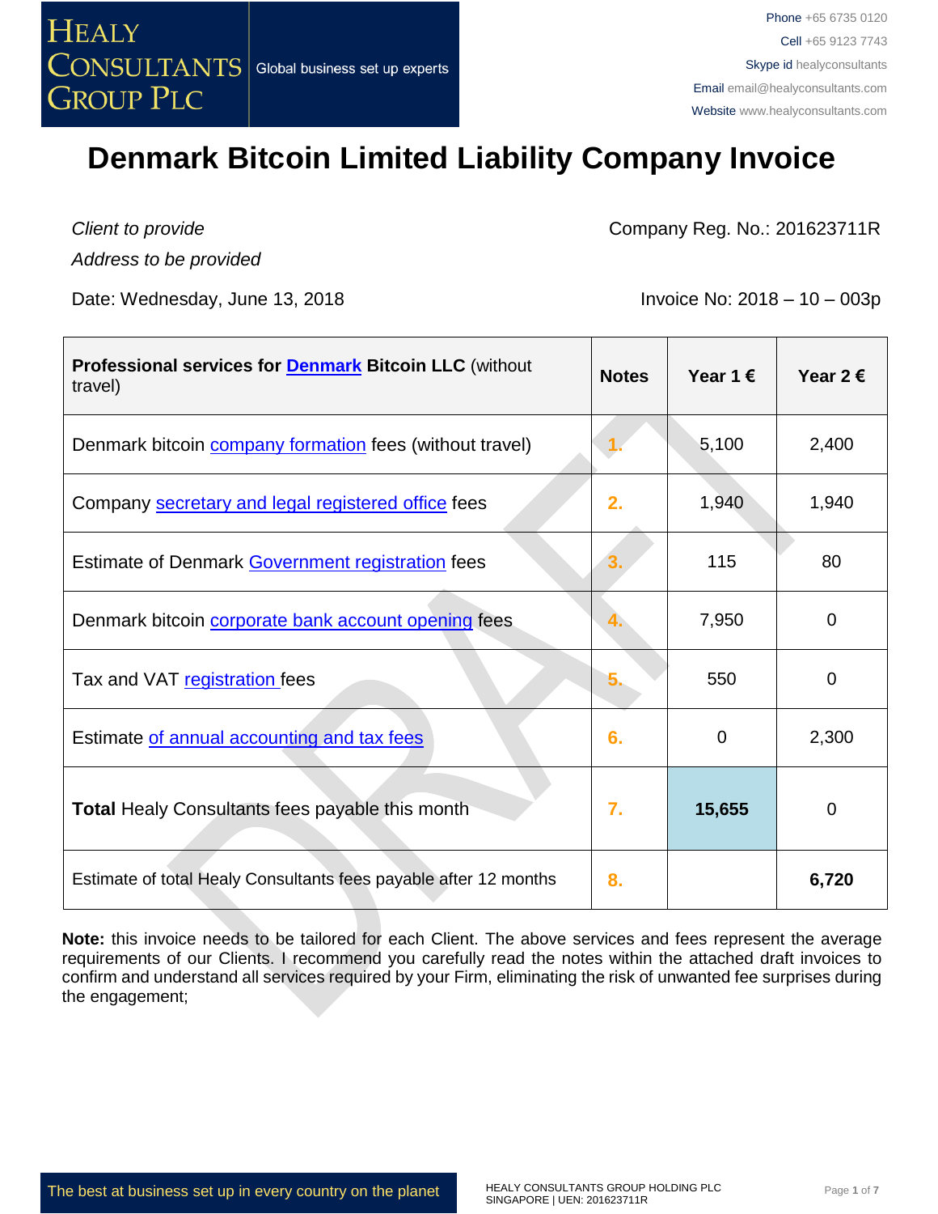HEALY CONSULTANTS GROUP PLC

Global business set up experts

Phone +65 6735 0120
Cell +65 9123 7743
Skype id healyconsultants
Email email@healyconsultants.com
Website www.healyconsultants.com

# Denmark Bitcoin Limited Liability Company Invoice

*Client to provide*

*Address to be provided*

Company Reg. No.: 201623711R

Date: Wednesday, June 13, 2018

Invoice No: 2018 – 10 – 003p

| **Professional services for Denmark Bitcoin LLC** (without travel) | **Notes** | **Year 1 €** | **Year 2 €** |
|---|---|---|---|
| Denmark bitcoin company formation fees (without travel) | 1. | 5,100 | 2,400 |
| Company secretary and legal registered office fees | 2. | 1,940 | 1,940 |
| Estimate of Denmark Government registration fees | 3. | 115 | 80 |
| Denmark bitcoin corporate bank account opening fees | 4. | 7,950 | 0 |
| Tax and VAT registration fees | 5. | 550 | 0 |
| Estimate of annual accounting and tax fees | 6. | 0 | 2,300 |
| **Total** Healy Consultants fees payable this month | 7. | **15,655** | 0 |
| Estimate of total Healy Consultants fees payable after 12 months | 8. | | **6,720** |

**Note:** this invoice needs to be tailored for each Client. The above services and fees represent the average requirements of our Clients. I recommend you carefully read the notes within the attached draft invoices to confirm and understand all services required by your Firm, eliminating the risk of unwanted fee surprises during the engagement;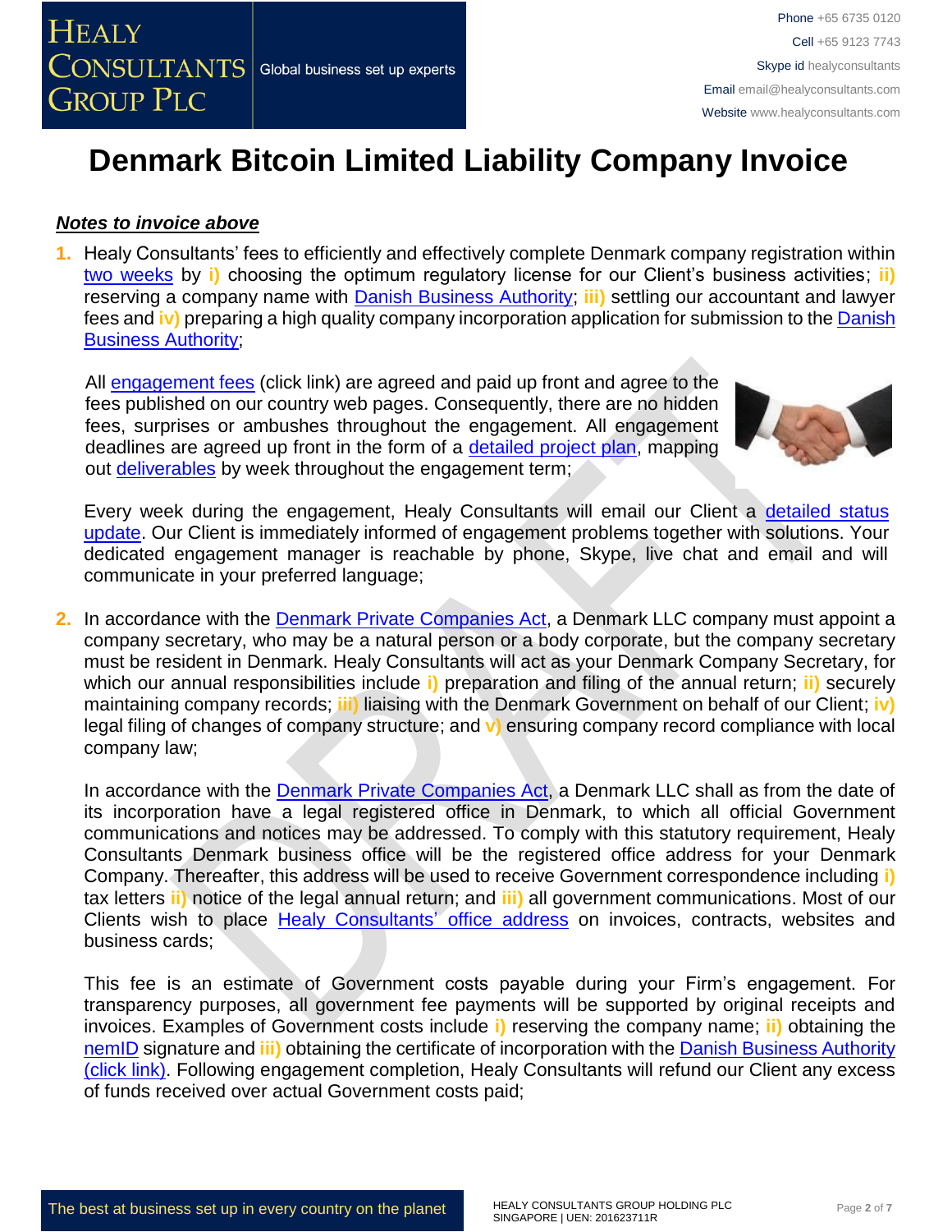# Denmark Bitcoin Limited Liability Company Invoice

***Notes to invoice above***

1. Healy Consultants' fees to efficiently and effectively complete Denmark company registration within two weeks by **i)** choosing the optimum regulatory license for our Client's business activities; **ii)** reserving a company name with Danish Business Authority; **iii)** settling our accountant and lawyer fees and **iv)** preparing a high quality company incorporation application for submission to the Danish Business Authority;

   All engagement fees (click link) are agreed and paid up front and agree to the fees published on our country web pages. Consequently, there are no hidden fees, surprises or ambushes throughout the engagement. All engagement deadlines are agreed up front in the form of a detailed project plan, mapping out deliverables by week throughout the engagement term;

   Every week during the engagement, Healy Consultants will email our Client a detailed status update. Our Client is immediately informed of engagement problems together with solutions. Your dedicated engagement manager is reachable by phone, Skype, live chat and email and will communicate in your preferred language;

2. In accordance with the Denmark Private Companies Act, a Denmark LLC company must appoint a company secretary, who may be a natural person or a body corporate, but the company secretary must be resident in Denmark. Healy Consultants will act as your Denmark Company Secretary, for which our annual responsibilities include **i)** preparation and filing of the annual return; **ii)** securely maintaining company records; **iii)** liaising with the Denmark Government on behalf of our Client; **iv)** legal filing of changes of company structure; and **v)** ensuring company record compliance with local company law;

   In accordance with the Denmark Private Companies Act, a Denmark LLC shall as from the date of its incorporation have a legal registered office in Denmark, to which all official Government communications and notices may be addressed. To comply with this statutory requirement, Healy Consultants Denmark business office will be the registered office address for your Denmark Company. Thereafter, this address will be used to receive Government correspondence including **i)** tax letters **ii)** notice of the legal annual return; and **iii)** all government communications. Most of our Clients wish to place Healy Consultants' office address on invoices, contracts, websites and business cards;

   This fee is an estimate of Government costs payable during your Firm's engagement. For transparency purposes, all government fee payments will be supported by original receipts and invoices. Examples of Government costs include **i)** reserving the company name; **ii)** obtaining the nemID signature and **iii)** obtaining the certificate of incorporation with the Danish Business Authority (click link). Following engagement completion, Healy Consultants will refund our Client any excess of funds received over actual Government costs paid;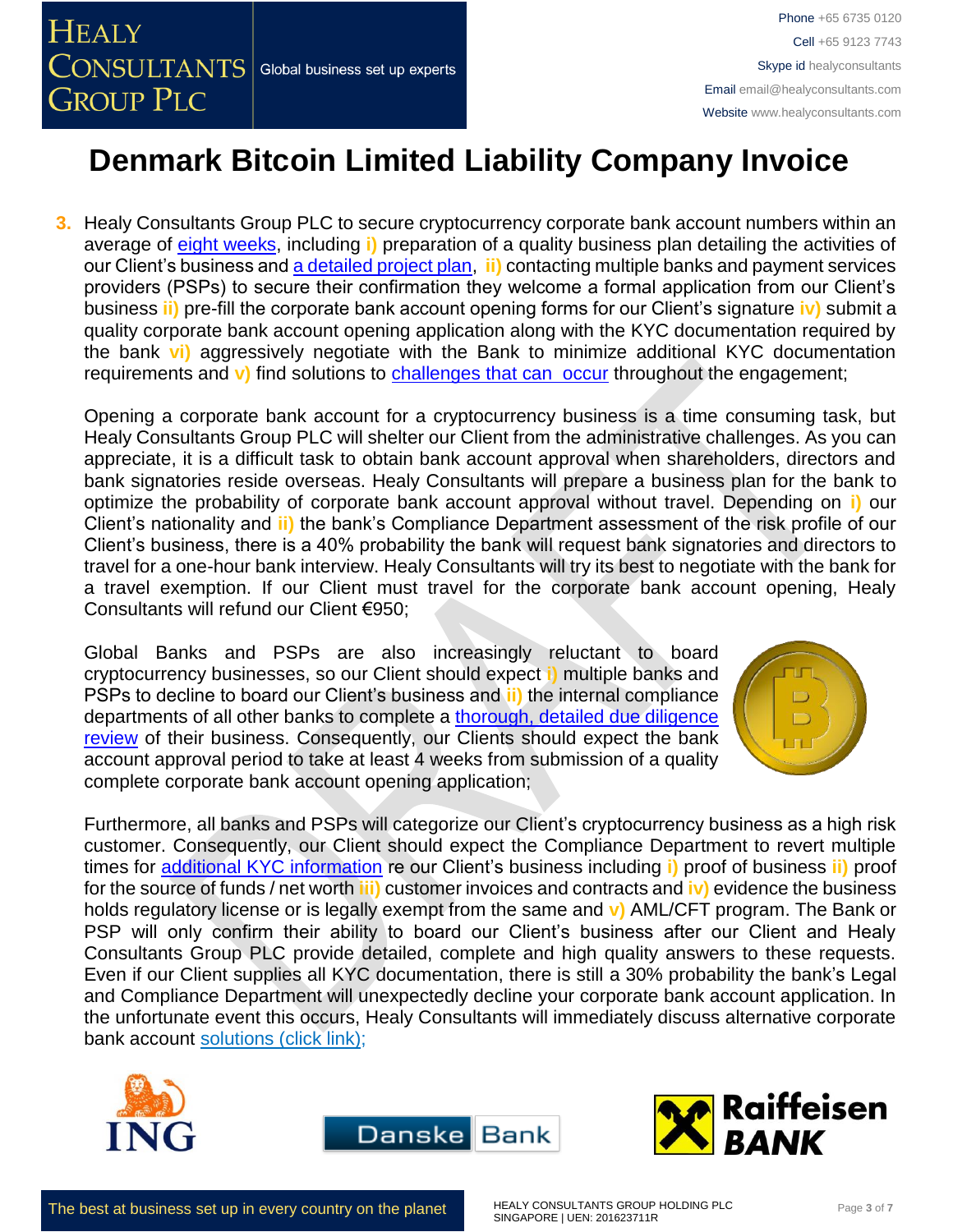# Denmark Bitcoin Limited Liability Company Invoice

3. Healy Consultants Group PLC to secure cryptocurrency corporate bank account numbers within an average of eight weeks, including i) preparation of a quality business plan detailing the activities of our Client's business and a detailed project plan, ii) contacting multiple banks and payment services providers (PSPs) to secure their confirmation they welcome a formal application from our Client's business ii) pre-fill the corporate bank account opening forms for our Client's signature iv) submit a quality corporate bank account opening application along with the KYC documentation required by the bank vi) aggressively negotiate with the Bank to minimize additional KYC documentation requirements and v) find solutions to challenges that can occur throughout the engagement;

   Opening a corporate bank account for a cryptocurrency business is a time consuming task, but Healy Consultants Group PLC will shelter our Client from the administrative challenges. As you can appreciate, it is a difficult task to obtain bank account approval when shareholders, directors and bank signatories reside overseas. Healy Consultants will prepare a business plan for the bank to optimize the probability of corporate bank account approval without travel. Depending on i) our Client's nationality and ii) the bank's Compliance Department assessment of the risk profile of our Client's business, there is a 40% probability the bank will request bank signatories and directors to travel for a one-hour bank interview. Healy Consultants will try its best to negotiate with the bank for a travel exemption. If our Client must travel for the corporate bank account opening, Healy Consultants will refund our Client €950;

   Global Banks and PSPs are also increasingly reluctant to board cryptocurrency businesses, so our Client should expect i) multiple banks and PSPs to decline to board our Client's business and ii) the internal compliance departments of all other banks to complete a thorough, detailed due diligence review of their business. Consequently, our Clients should expect the bank account approval period to take at least 4 weeks from submission of a quality complete corporate bank account opening application;

   Furthermore, all banks and PSPs will categorize our Client's cryptocurrency business as a high risk customer. Consequently, our Client should expect the Compliance Department to revert multiple times for additional KYC information re our Client's business including i) proof of business ii) proof for the source of funds / net worth iii) customer invoices and contracts and iv) evidence the business holds regulatory license or is legally exempt from the same and v) AML/CFT program. The Bank or PSP will only confirm their ability to board our Client's business after our Client and Healy Consultants Group PLC provide detailed, complete and high quality answers to these requests. Even if our Client supplies all KYC documentation, there is still a 30% probability the bank's Legal and Compliance Department will unexpectedly decline your corporate bank account application. In the unfortunate event this occurs, Healy Consultants will immediately discuss alternative corporate bank account solutions (click link);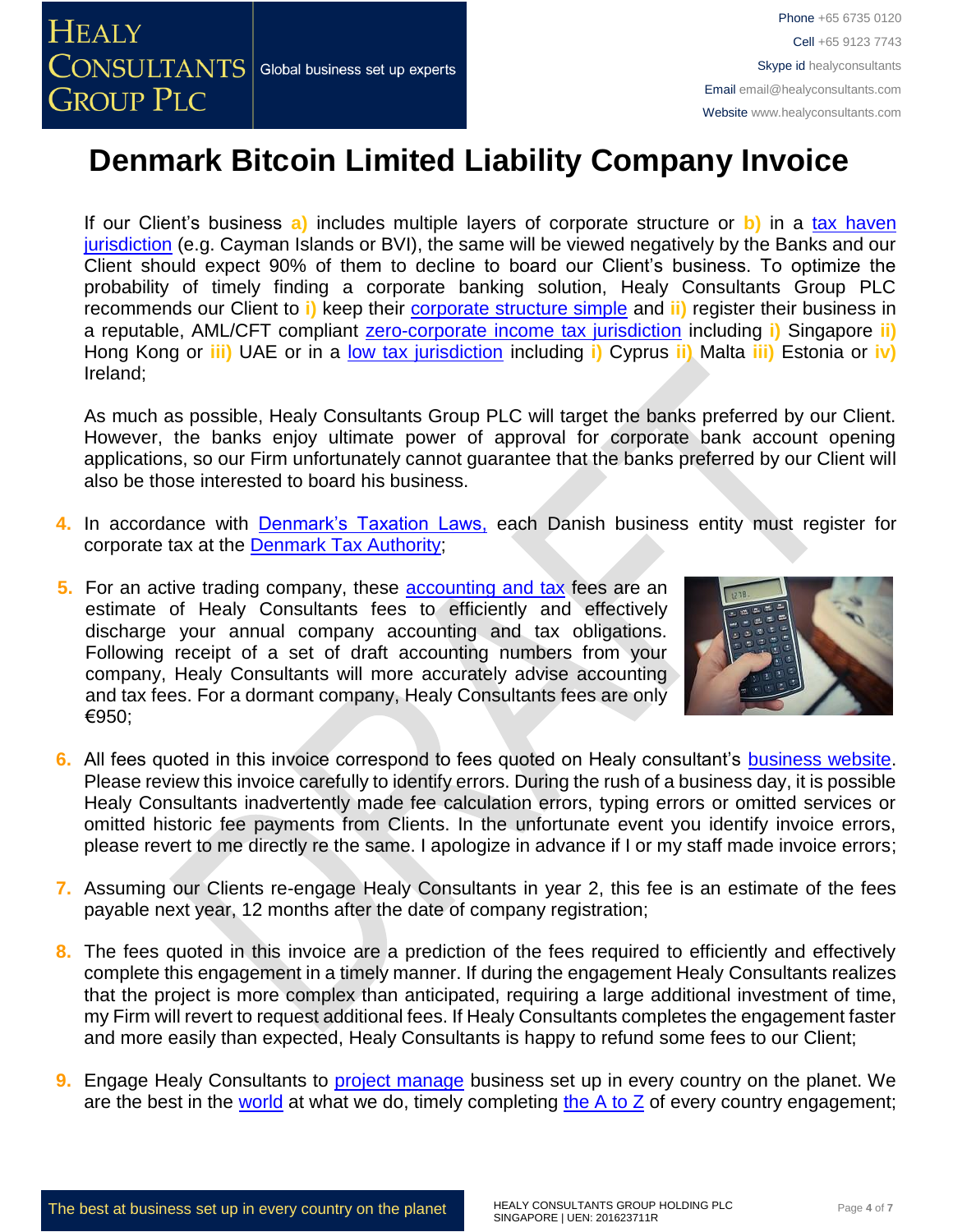# Denmark Bitcoin Limited Liability Company Invoice

If our Client's business **a)** includes multiple layers of corporate structure or **b)** in a tax haven jurisdiction (e.g. Cayman Islands or BVI), the same will be viewed negatively by the Banks and our Client should expect 90% of them to decline to board our Client's business. To optimize the probability of timely finding a corporate banking solution, Healy Consultants Group PLC recommends our Client to **i)** keep their corporate structure simple and **ii)** register their business in a reputable, AML/CFT compliant zero-corporate income tax jurisdiction including **i)** Singapore **ii)** Hong Kong or **iii)** UAE or in a low tax jurisdiction including **i)** Cyprus **ii)** Malta **iii)** Estonia or **iv)** Ireland;

As much as possible, Healy Consultants Group PLC will target the banks preferred by our Client. However, the banks enjoy ultimate power of approval for corporate bank account opening applications, so our Firm unfortunately cannot guarantee that the banks preferred by our Client will also be those interested to board his business.

4. In accordance with Denmark's Taxation Laws, each Danish business entity must register for corporate tax at the Denmark Tax Authority;

5. For an active trading company, these accounting and tax fees are an estimate of Healy Consultants fees to efficiently and effectively discharge your annual company accounting and tax obligations. Following receipt of a set of draft accounting numbers from your company, Healy Consultants will more accurately advise accounting and tax fees. For a dormant company, Healy Consultants fees are only €950;

6. All fees quoted in this invoice correspond to fees quoted on Healy consultant's business website. Please review this invoice carefully to identify errors. During the rush of a business day, it is possible Healy Consultants inadvertently made fee calculation errors, typing errors or omitted services or omitted historic fee payments from Clients. In the unfortunate event you identify invoice errors, please revert to me directly re the same. I apologize in advance if I or my staff made invoice errors;

7. Assuming our Clients re-engage Healy Consultants in year 2, this fee is an estimate of the fees payable next year, 12 months after the date of company registration;

8. The fees quoted in this invoice are a prediction of the fees required to efficiently and effectively complete this engagement in a timely manner. If during the engagement Healy Consultants realizes that the project is more complex than anticipated, requiring a large additional investment of time, my Firm will revert to request additional fees. If Healy Consultants completes the engagement faster and more easily than expected, Healy Consultants is happy to refund some fees to our Client;

9. Engage Healy Consultants to project manage business set up in every country on the planet. We are the best in the world at what we do, timely completing the A to Z of every country engagement;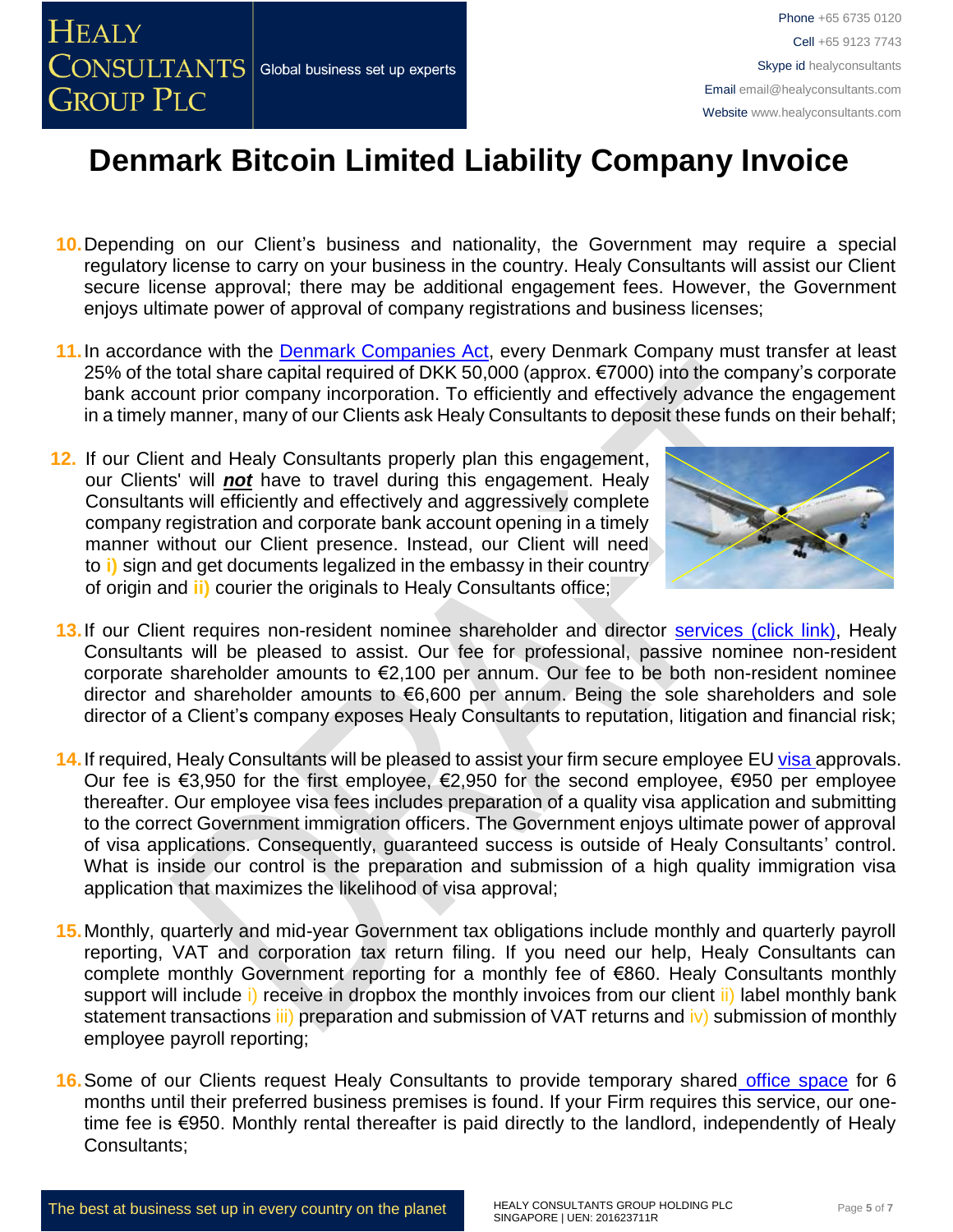# Denmark Bitcoin Limited Liability Company Invoice

10. Depending on our Client's business and nationality, the Government may require a special regulatory license to carry on your business in the country. Healy Consultants will assist our Client secure license approval; there may be additional engagement fees. However, the Government enjoys ultimate power of approval of company registrations and business licenses;

11. In accordance with the Denmark Companies Act, every Denmark Company must transfer at least 25% of the total share capital required of DKK 50,000 (approx. €7000) into the company's corporate bank account prior company incorporation. To efficiently and effectively advance the engagement in a timely manner, many of our Clients ask Healy Consultants to deposit these funds on their behalf;

12. If our Client and Healy Consultants properly plan this engagement, our Clients' will ***not*** have to travel during this engagement. Healy Consultants will efficiently and effectively and aggressively complete company registration and corporate bank account opening in a timely manner without our Client presence. Instead, our Client will need to **i)** sign and get documents legalized in the embassy in their country of origin and **ii)** courier the originals to Healy Consultants office;

13. If our Client requires non-resident nominee shareholder and director services (click link), Healy Consultants will be pleased to assist. Our fee for professional, passive nominee non-resident corporate shareholder amounts to €2,100 per annum. Our fee to be both non-resident nominee director and shareholder amounts to €6,600 per annum. Being the sole shareholders and sole director of a Client's company exposes Healy Consultants to reputation, litigation and financial risk;

14. If required, Healy Consultants will be pleased to assist your firm secure employee EU visa approvals. Our fee is €3,950 for the first employee, €2,950 for the second employee, €950 per employee thereafter. Our employee visa fees includes preparation of a quality visa application and submitting to the correct Government immigration officers. The Government enjoys ultimate power of approval of visa applications. Consequently, guaranteed success is outside of Healy Consultants' control. What is inside our control is the preparation and submission of a high quality immigration visa application that maximizes the likelihood of visa approval;

15. Monthly, quarterly and mid-year Government tax obligations include monthly and quarterly payroll reporting, VAT and corporation tax return filing. If you need our help, Healy Consultants can complete monthly Government reporting for a monthly fee of €860. Healy Consultants monthly support will include i) receive in dropbox the monthly invoices from our client ii) label monthly bank statement transactions iii) preparation and submission of VAT returns and iv) submission of monthly employee payroll reporting;

16. Some of our Clients request Healy Consultants to provide temporary shared office space for 6 months until their preferred business premises is found. If your Firm requires this service, our one-time fee is €950. Monthly rental thereafter is paid directly to the landlord, independently of Healy Consultants;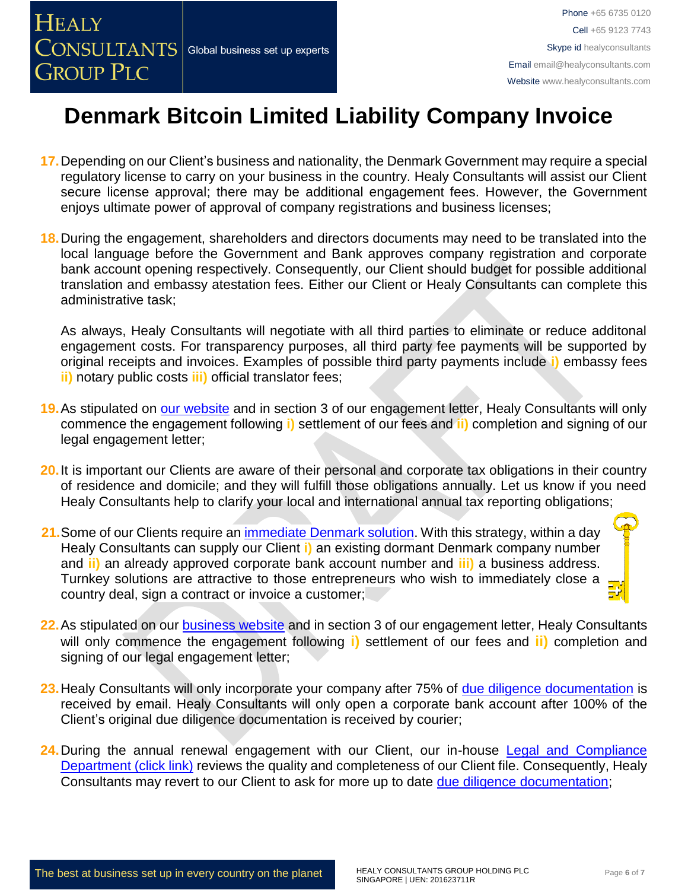# Denmark Bitcoin Limited Liability Company Invoice

17. Depending on our Client's business and nationality, the Denmark Government may require a special regulatory license to carry on your business in the country. Healy Consultants will assist our Client secure license approval; there may be additional engagement fees. However, the Government enjoys ultimate power of approval of company registrations and business licenses;

18. During the engagement, shareholders and directors documents may need to be translated into the local language before the Government and Bank approves company registration and corporate bank account opening respectively. Consequently, our Client should budget for possible additional translation and embassy atestation fees. Either our Client or Healy Consultants can complete this administrative task;

    As always, Healy Consultants will negotiate with all third parties to eliminate or reduce additonal engagement costs. For transparency purposes, all third party fee payments will be supported by original receipts and invoices. Examples of possible third party payments include **i)** embassy fees **ii)** notary public costs **iii)** official translator fees;

19. As stipulated on [our website]() and in section 3 of our engagement letter, Healy Consultants will only commence the engagement following **i)** settlement of our fees and **ii)** completion and signing of our legal engagement letter;

20. It is important our Clients are aware of their personal and corporate tax obligations in their country of residence and domicile; and they will fulfill those obligations annually. Let us know if you need Healy Consultants help to clarify your local and international annual tax reporting obligations;

21. Some of our Clients require an [immediate Denmark solution](). With this strategy, within a day Healy Consultants can supply our Client **i)** an existing dormant Denmark company number and **ii)** an already approved corporate bank account number and **iii)** a business address. Turnkey solutions are attractive to those entrepreneurs who wish to immediately close a country deal, sign a contract or invoice a customer;

22. As stipulated on our [business website]() and in section 3 of our engagement letter, Healy Consultants will only commence the engagement following **i)** settlement of our fees and **ii)** completion and signing of our legal engagement letter;

23. Healy Consultants will only incorporate your company after 75% of [due diligence documentation]() is received by email. Healy Consultants will only open a corporate bank account after 100% of the Client's original due diligence documentation is received by courier;

24. During the annual renewal engagement with our Client, our in-house [Legal and Compliance Department (click link)]() reviews the quality and completeness of our Client file. Consequently, Healy Consultants may revert to our Client to ask for more up to date [due diligence documentation]();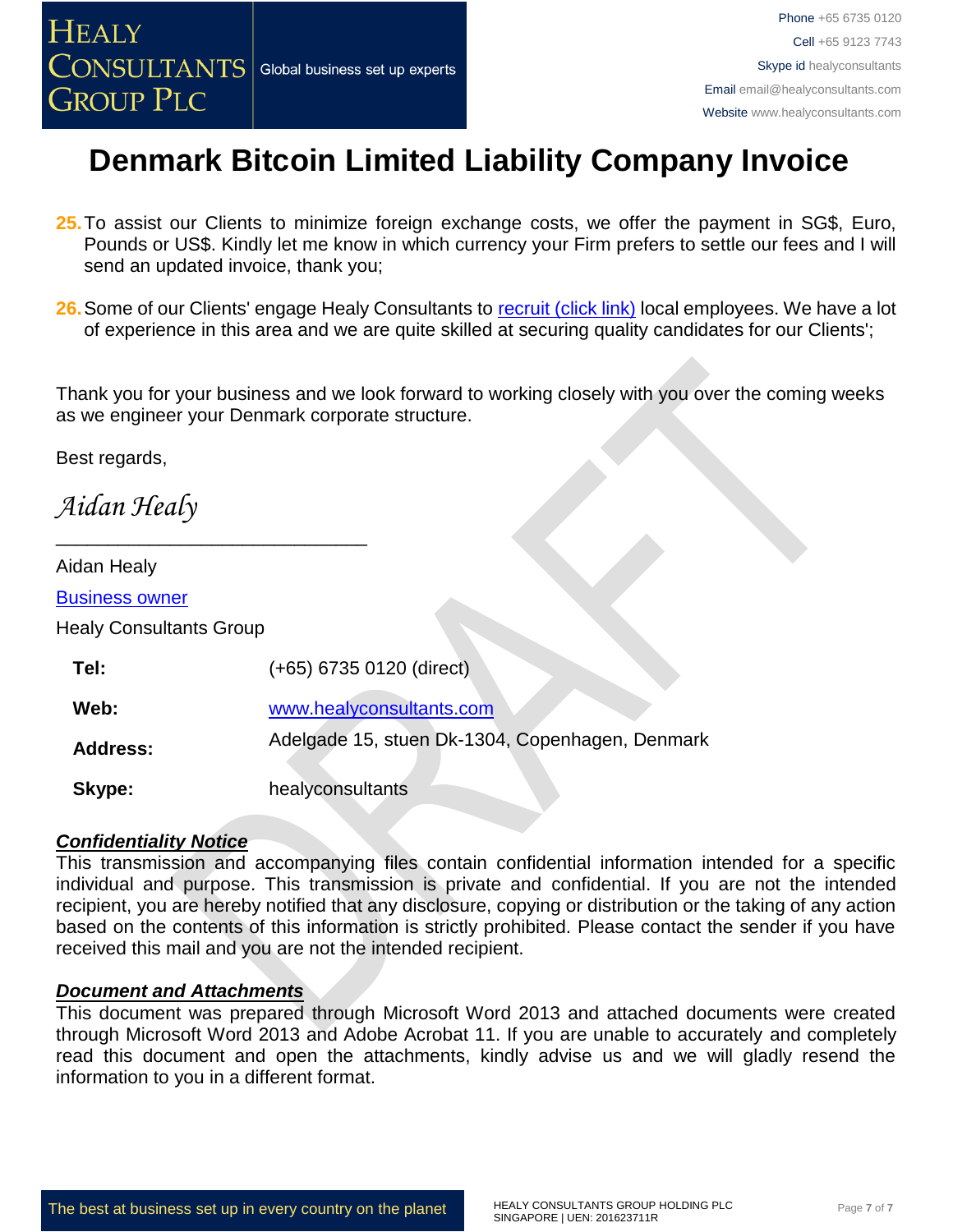# Denmark Bitcoin Limited Liability Company Invoice

25. To assist our Clients to minimize foreign exchange costs, we offer the payment in SG$, Euro, Pounds or US$. Kindly let me know in which currency your Firm prefers to settle our fees and I will send an updated invoice, thank you;

26. Some of our Clients' engage Healy Consultants to recruit (click link) local employees. We have a lot of experience in this area and we are quite skilled at securing quality candidates for our Clients';

Thank you for your business and we look forward to working closely with you over the coming weeks as we engineer your Denmark corporate structure.

Best regards,

*Aidan Healy*

_____________________________

Aidan Healy

Business owner

Healy Consultants Group

| | |
|---|---|
| **Tel:** | (+65) 6735 0120 (direct) |
| **Web:** | www.healyconsultants.com |
| **Address:** | Adelgade 15, stuen Dk-1304, Copenhagen, Denmark |
| **Skype:** | healyconsultants |

***Confidentiality Notice***

This transmission and accompanying files contain confidential information intended for a specific individual and purpose. This transmission is private and confidential. If you are not the intended recipient, you are hereby notified that any disclosure, copying or distribution or the taking of any action based on the contents of this information is strictly prohibited. Please contact the sender if you have received this mail and you are not the intended recipient.

***Document and Attachments***

This document was prepared through Microsoft Word 2013 and attached documents were created through Microsoft Word 2013 and Adobe Acrobat 11. If you are unable to accurately and completely read this document and open the attachments, kindly advise us and we will gladly resend the information to you in a different format.